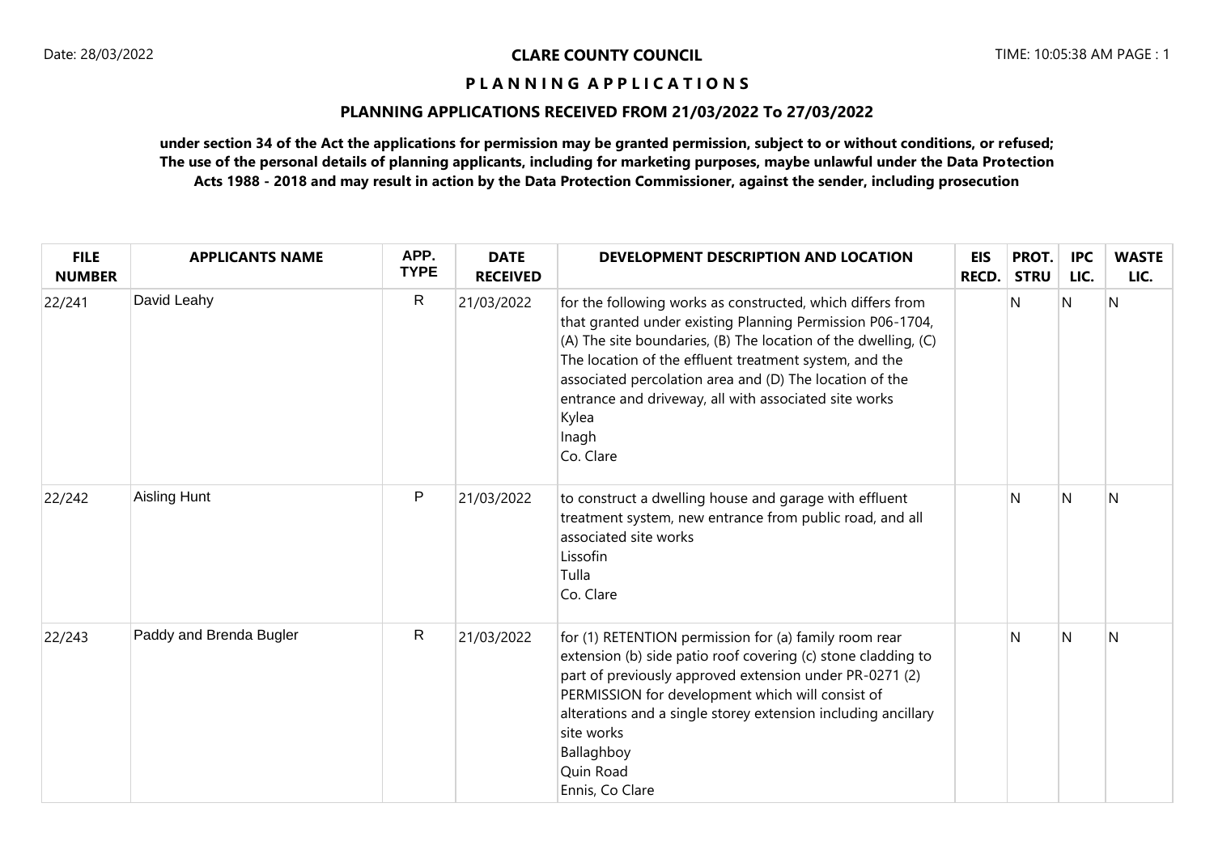# CLARE COUNTY COUNCIL

## P L A N N I N G   A P P L I C A T I O N S

## PLANNING APPLICATIONS RECEIVED FROM 21/03/2022 To 27/03/2022

**under section 34 of the Act the applications for permission may be granted permission, subject to or without conditions, or refused; The use of the personal details of planning applicants, including for marketing purposes, maybe unlawful under the Data Protection Acts 1988 - 2018 and may result in action by the Data Protection Commissioner, against the sender, including prosecution**

| FILE NUMBER | APPLICANTS NAME | APP. TYPE | DATE RECEIVED | DEVELOPMENT DESCRIPTION AND LOCATION | EIS RECD. | PROT. STRU | IPC LIC. | WASTE LIC. |
|---|---|---|---|---|---|---|---|---|
| 22/241 | David Leahy | R | 21/03/2022 | for the following works as constructed, which differs from that granted under existing Planning Permission P06-1704, (A) The site boundaries, (B) The location of the dwelling, (C) The location of the effluent treatment system, and the associated percolation area and (D) The location of the entrance and driveway, all with associated site works<br>Kylea<br>Inagh<br>Co. Clare | | N | N | N |
| 22/242 | Aisling Hunt | P | 21/03/2022 | to construct a dwelling house and garage with effluent treatment system, new entrance from public road, and all associated site works<br>Lissofin<br>Tulla<br>Co. Clare | | N | N | N |
| 22/243 | Paddy and Brenda Bugler | R | 21/03/2022 | for (1) RETENTION permission for (a) family room rear extension (b) side patio roof covering (c) stone cladding to part of previously approved extension under PR-0271 (2) PERMISSION for development which will consist of alterations and a single storey extension including ancillary site works<br>Ballaghboy<br>Quin Road<br>Ennis, Co Clare | | N | N | N |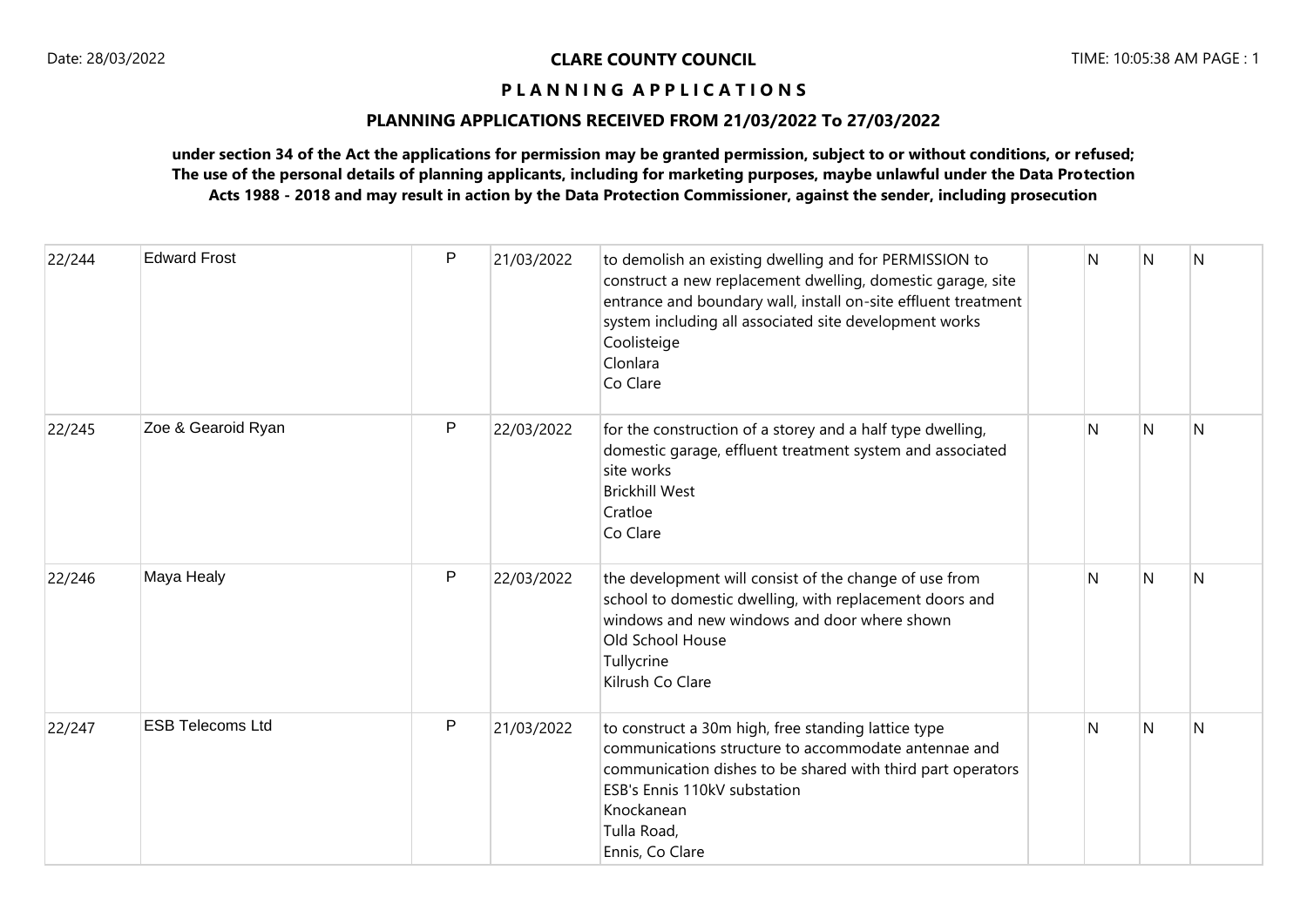Date: 28/03/2022

**CLARE COUNTY COUNCIL**

TIME: 10:05:38 AM PAGE : 1

**P L A N N I N G A P P L I C A T I O N S**

**PLANNING APPLICATIONS RECEIVED FROM 21/03/2022 To 27/03/2022**

**under section 34 of the Act the applications for permission may be granted permission, subject to or without conditions, or refused; The use of the personal details of planning applicants, including for marketing purposes, maybe unlawful under the Data Protection Acts 1988 - 2018 and may result in action by the Data Protection Commissioner, against the sender, including prosecution**

| | | | | | | | | |
|---|---|---|---|---|---|---|---|---|
| 22/244 | Edward Frost | P | 21/03/2022 | to demolish an existing dwelling and for PERMISSION to construct a new replacement dwelling, domestic garage, site entrance and boundary wall, install on-site effluent treatment system including all associated site development works<br>Coolisteige<br>Clonlara<br>Co Clare | | N | N | N |
| 22/245 | Zoe & Gearoid Ryan | P | 22/03/2022 | for the construction of a storey and a half type dwelling, domestic garage, effluent treatment system and associated site works<br>Brickhill West<br>Cratloe<br>Co Clare | | N | N | N |
| 22/246 | Maya Healy | P | 22/03/2022 | the development will consist of the change of use from school to domestic dwelling, with replacement doors and windows and new windows and door where shown<br>Old School House<br>Tullycrine<br>Kilrush Co Clare | | N | N | N |
| 22/247 | ESB Telecoms Ltd | P | 21/03/2022 | to construct a 30m high, free standing lattice type communications structure to accommodate antennae and communication dishes to be shared with third part operators<br>ESB's Ennis 110kV substation<br>Knockanean<br>Tulla Road,<br>Ennis, Co Clare | | N | N | N |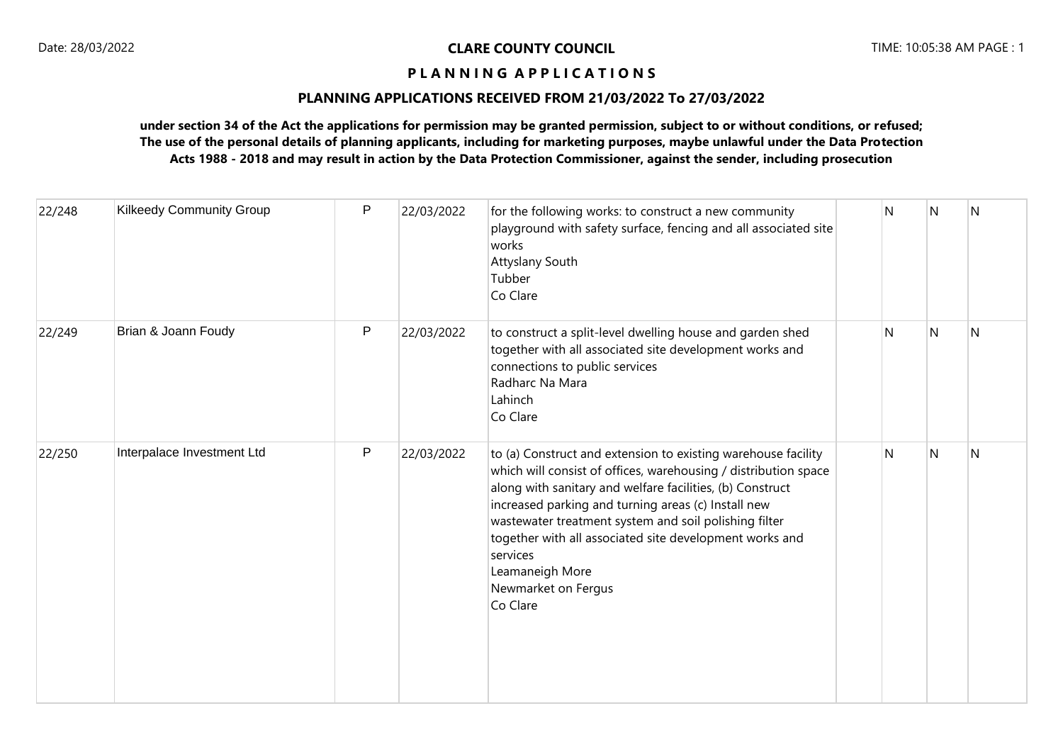**CLARE COUNTY COUNCIL**

**P L A N N I N G A P P L I C A T I O N S**

**PLANNING APPLICATIONS RECEIVED FROM 21/03/2022 To 27/03/2022**

**under section 34 of the Act the applications for permission may be granted permission, subject to or without conditions, or refused; The use of the personal details of planning applicants, including for marketing purposes, maybe unlawful under the Data Protection Acts 1988 - 2018 and may result in action by the Data Protection Commissioner, against the sender, including prosecution**

| | | | | | | | | |
|---|---|---|---|---|---|---|---|---|
| 22/248 | Kilkeedy Community Group | P | 22/03/2022 | for the following works: to construct a new community playground with safety surface, fencing and all associated site works<br>Attyslany South<br>Tubber<br>Co Clare | | N | N | N |
| 22/249 | Brian & Joann Foudy | P | 22/03/2022 | to construct a split-level dwelling house and garden shed together with all associated site development works and connections to public services<br>Radharc Na Mara<br>Lahinch<br>Co Clare | | N | N | N |
| 22/250 | Interpalace Investment Ltd | P | 22/03/2022 | to (a) Construct and extension to existing warehouse facility which will consist of offices, warehousing / distribution space along with sanitary and welfare facilities, (b) Construct increased parking and turning areas (c) Install new wastewater treatment system and soil polishing filter together with all associated site development works and services<br>Leamaneigh More<br>Newmarket on Fergus<br>Co Clare | | N | N | N |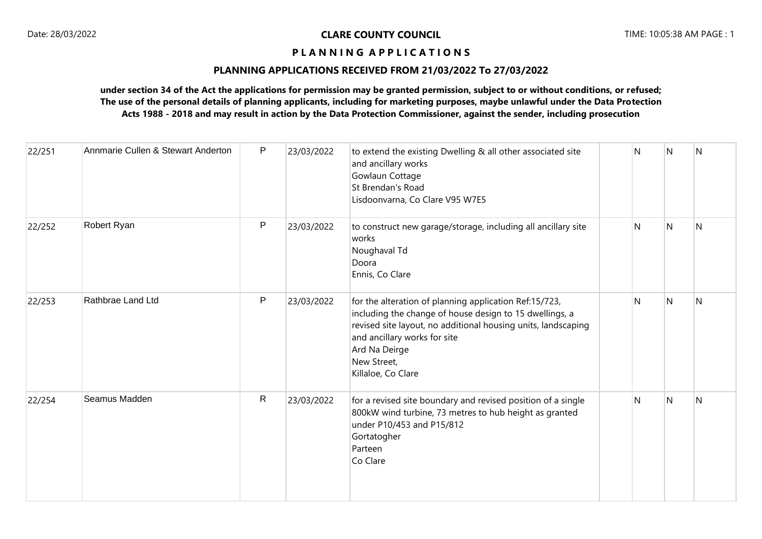**CLARE COUNTY COUNCIL**

**P L A N N I N G A P P L I C A T I O N S**

**PLANNING APPLICATIONS RECEIVED FROM 21/03/2022 To 27/03/2022**

**under section 34 of the Act the applications for permission may be granted permission, subject to or without conditions, or refused; The use of the personal details of planning applicants, including for marketing purposes, maybe unlawful under the Data Protection Acts 1988 - 2018 and may result in action by the Data Protection Commissioner, against the sender, including prosecution**

| | | | | | | | | |
|---|---|---|---|---|---|---|---|---|
| 22/251 | Annmarie Cullen & Stewart Anderton | P | 23/03/2022 | to extend the existing Dwelling & all other associated site and ancillary works<br>Gowlaun Cottage<br>St Brendan's Road<br>Lisdoonvarna, Co Clare V95 W7E5 | | N | N | N |
| 22/252 | Robert Ryan | P | 23/03/2022 | to construct new garage/storage, including all ancillary site works<br>Noughaval Td<br>Doora<br>Ennis, Co Clare | | N | N | N |
| 22/253 | Rathbrae Land Ltd | P | 23/03/2022 | for the alteration of planning application Ref:15/723, including the change of house design to 15 dwellings, a revised site layout, no additional housing units, landscaping and ancillary works for site<br>Ard Na Deirge<br>New Street,<br>Killaloe, Co Clare | | N | N | N |
| 22/254 | Seamus Madden | R | 23/03/2022 | for a revised site boundary and revised position of a single 800kW wind turbine, 73 metres to hub height as granted under P10/453 and P15/812<br>Gortatogher<br>Parteen<br>Co Clare | | N | N | N |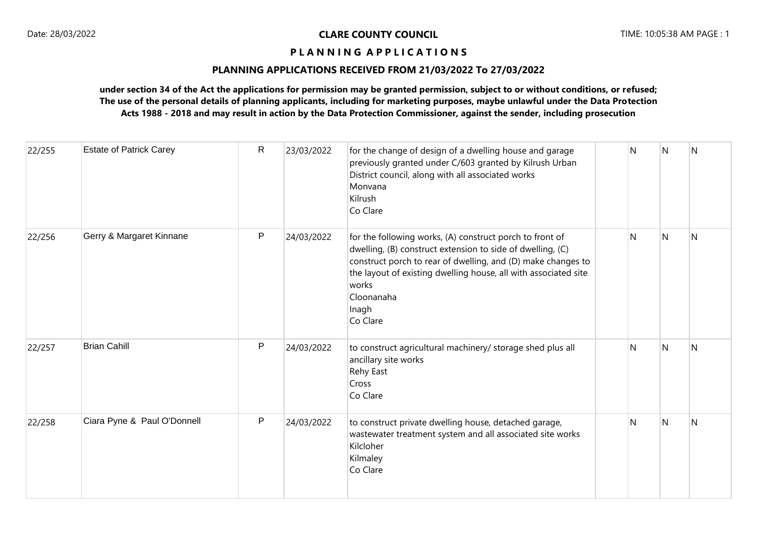**CLARE COUNTY COUNCIL**

**P L A N N I N G A P P L I C A T I O N S**

**PLANNING APPLICATIONS RECEIVED FROM 21/03/2022 To 27/03/2022**

**under section 34 of the Act the applications for permission may be granted permission, subject to or without conditions, or refused; The use of the personal details of planning applicants, including for marketing purposes, maybe unlawful under the Data Protection Acts 1988 - 2018 and may result in action by the Data Protection Commissioner, against the sender, including prosecution**

| | | | | | | | | |
|---|---|---|---|---|---|---|---|---|
| 22/255 | Estate of Patrick Carey | R | 23/03/2022 | for the change of design of a dwelling house and garage previously granted under C/603 granted by Kilrush Urban District council, along with all associated works<br>Monvana<br>Kilrush<br>Co Clare | | N | N | N |
| 22/256 | Gerry & Margaret Kinnane | P | 24/03/2022 | for the following works, (A) construct porch to front of dwelling, (B) construct extension to side of dwelling, (C) construct porch to rear of dwelling, and (D) make changes to the layout of existing dwelling house, all with associated site works<br>Cloonanaha<br>Inagh<br>Co Clare | | N | N | N |
| 22/257 | Brian Cahill | P | 24/03/2022 | to construct agricultural machinery/ storage shed plus all ancillary site works<br>Rehy East<br>Cross<br>Co Clare | | N | N | N |
| 22/258 | Ciara Pyne & Paul O'Donnell | P | 24/03/2022 | to construct private dwelling house, detached garage, wastewater treatment system and all associated site works<br>Kilcloher<br>Kilmaley<br>Co Clare | | N | N | N |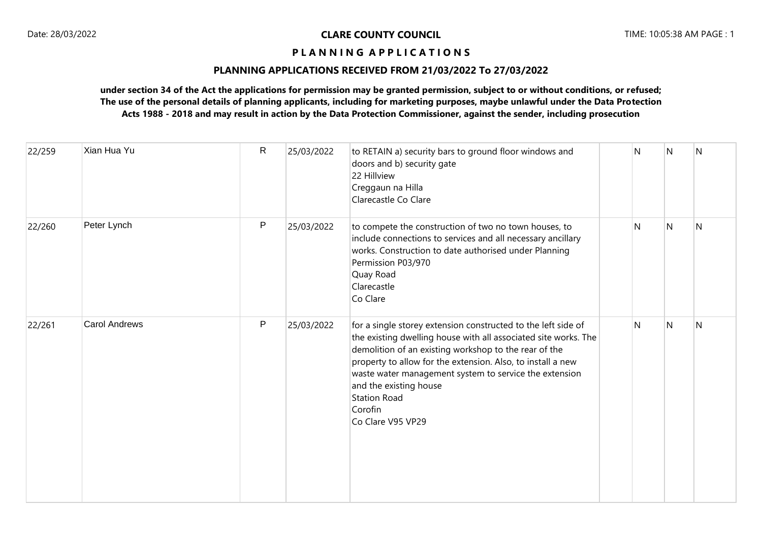**CLARE COUNTY COUNCIL**

**P L A N N I N G  A P P L I C A T I O N S**

**PLANNING APPLICATIONS RECEIVED FROM 21/03/2022 To 27/03/2022**

**under section 34 of the Act the applications for permission may be granted permission, subject to or without conditions, or refused; The use of the personal details of planning applicants, including for marketing purposes, maybe unlawful under the Data Protection Acts 1988 - 2018 and may result in action by the Data Protection Commissioner, against the sender, including prosecution**

| | | | | | | | | |
|---|---|---|---|---|---|---|---|---|
| 22/259 | Xian Hua Yu | R | 25/03/2022 | to RETAIN a) security bars to ground floor windows and doors and b) security gate<br>22 Hillview<br>Creggaun na Hilla<br>Clarecastle Co Clare | | N | N | N |
| 22/260 | Peter Lynch | P | 25/03/2022 | to compete the construction of two no town houses, to include connections to services and all necessary ancillary works. Construction to date authorised under Planning Permission P03/970<br>Quay Road<br>Clarecastle<br>Co Clare | | N | N | N |
| 22/261 | Carol Andrews | P | 25/03/2022 | for a single storey extension constructed to the left side of the existing dwelling house with all associated site works. The demolition of an existing workshop to the rear of the property to allow for the extension. Also, to install a new waste water management system to service the extension and the existing house<br>Station Road<br>Corofin<br>Co Clare V95 VP29 | | N | N | N |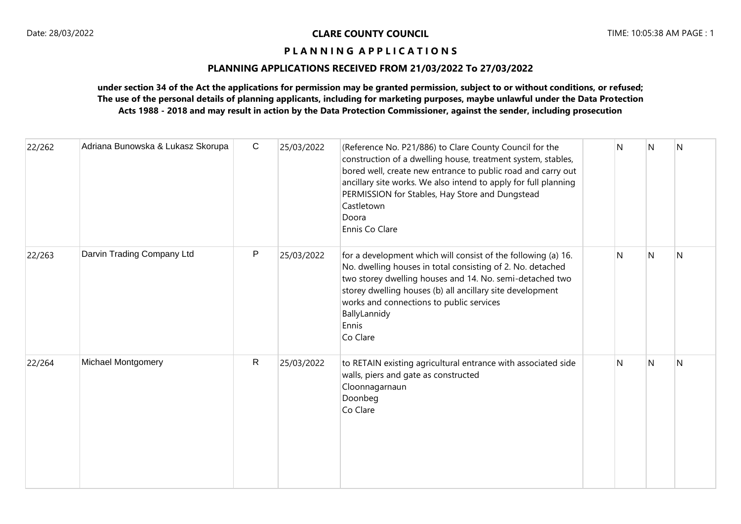**CLARE COUNTY COUNCIL**

**P L A N N I N G A P P L I C A T I O N S**

**PLANNING APPLICATIONS RECEIVED FROM 21/03/2022 To 27/03/2022**

**under section 34 of the Act the applications for permission may be granted permission, subject to or without conditions, or refused; The use of the personal details of planning applicants, including for marketing purposes, maybe unlawful under the Data Protection Acts 1988 - 2018 and may result in action by the Data Protection Commissioner, against the sender, including prosecution**

| | | | | | | | | |
|---|---|---|---|---|---|---|---|---|
| 22/262 | Adriana Bunowska & Lukasz Skorupa | C | 25/03/2022 | (Reference No. P21/886) to Clare County Council for the construction of a dwelling house, treatment system, stables, bored well, create new entrance to public road and carry out ancillary site works. We also intend to apply for full planning PERMISSION for Stables, Hay Store and Dungstead<br>Castletown<br>Doora<br>Ennis Co Clare | | N | N | N |
| 22/263 | Darvin Trading Company Ltd | P | 25/03/2022 | for a development which will consist of the following (a) 16. No. dwelling houses in total consisting of 2. No. detached two storey dwelling houses and 14. No. semi-detached two storey dwelling houses (b) all ancillary site development works and connections to public services<br>BallyLannidy<br>Ennis<br>Co Clare | | N | N | N |
| 22/264 | Michael Montgomery | R | 25/03/2022 | to RETAIN existing agricultural entrance with associated side walls, piers and gate as constructed<br>Cloonnagarnaun<br>Doonbeg<br>Co Clare | | N | N | N |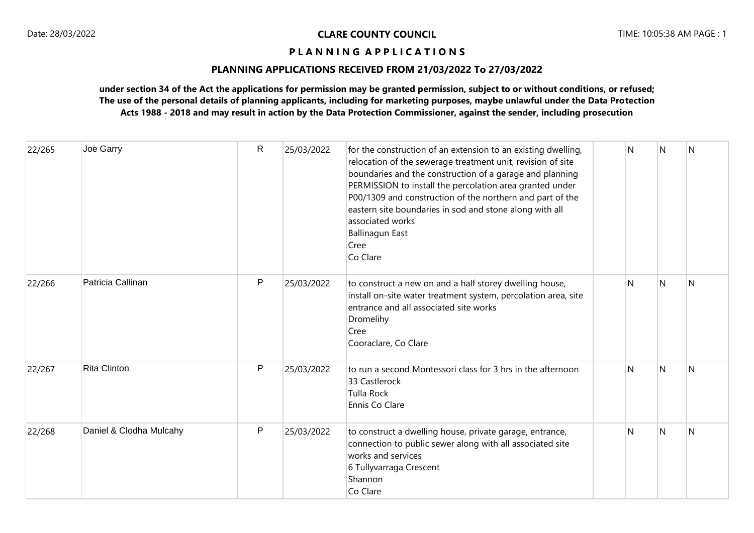**CLARE COUNTY COUNCIL**

**P L A N N I N G A P P L I C A T I O N S**

**PLANNING APPLICATIONS RECEIVED FROM 21/03/2022 To 27/03/2022**

**under section 34 of the Act the applications for permission may be granted permission, subject to or without conditions, or refused; The use of the personal details of planning applicants, including for marketing purposes, maybe unlawful under the Data Protection Acts 1988 - 2018 and may result in action by the Data Protection Commissioner, against the sender, including prosecution**

| | | | | | | | | |
|---|---|---|---|---|---|---|---|---|
| 22/265 | Joe Garry | R | 25/03/2022 | for the construction of an extension to an existing dwelling, relocation of the sewerage treatment unit, revision of site boundaries and the construction of a garage and planning PERMISSION to install the percolation area granted under P00/1309 and construction of the northern and part of the eastern site boundaries in sod and stone along with all associated works<br>Ballinagun East<br>Cree<br>Co Clare | | N | N | N |
| 22/266 | Patricia Callinan | P | 25/03/2022 | to construct a new on and a half storey dwelling house, install on-site water treatment system, percolation area, site entrance and all associated site works<br>Dromelihy<br>Cree<br>Cooraclare, Co Clare | | N | N | N |
| 22/267 | Rita Clinton | P | 25/03/2022 | to run a second Montessori class for 3 hrs in the afternoon<br>33 Castlerock<br>Tulla Rock<br>Ennis Co Clare | | N | N | N |
| 22/268 | Daniel & Clodha Mulcahy | P | 25/03/2022 | to construct a dwelling house, private garage, entrance, connection to public sewer along with all associated site works and services<br>6 Tullyvarraga Crescent<br>Shannon<br>Co Clare | | N | N | N |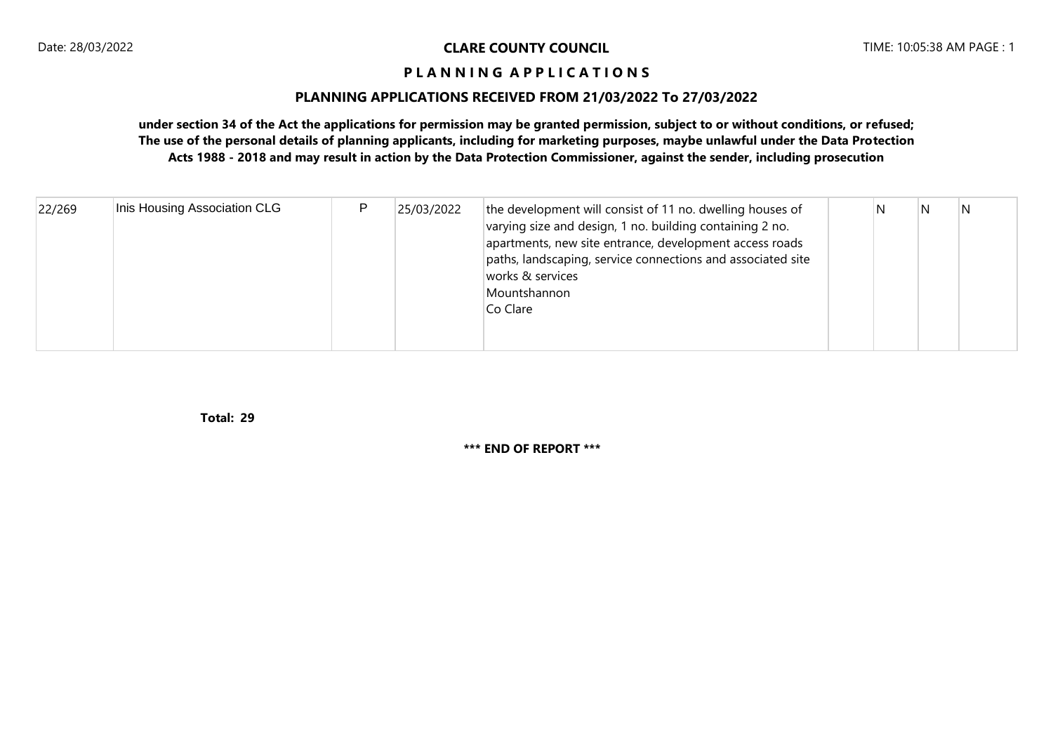**CLARE COUNTY COUNCIL**

**P L A N N I N G A P P L I C A T I O N S**

**PLANNING APPLICATIONS RECEIVED FROM 21/03/2022 To 27/03/2022**

**under section 34 of the Act the applications for permission may be granted permission, subject to or without conditions, or refused; The use of the personal details of planning applicants, including for marketing purposes, maybe unlawful under the Data Protection Acts 1988 - 2018 and may result in action by the Data Protection Commissioner, against the sender, including prosecution**

| | | | | | | | | |
|---|---|---|---|---|---|---|---|---|
| 22/269 | Inis Housing Association CLG | P | 25/03/2022 | the development will consist of 11 no. dwelling houses of varying size and design, 1 no. building containing 2 no. apartments, new site entrance, development access roads paths, landscaping, service connections and associated site works & services<br>Mountshannon<br>Co Clare | | N | N | N |

**Total: 29**

**\*\*\* END OF REPORT \*\*\***